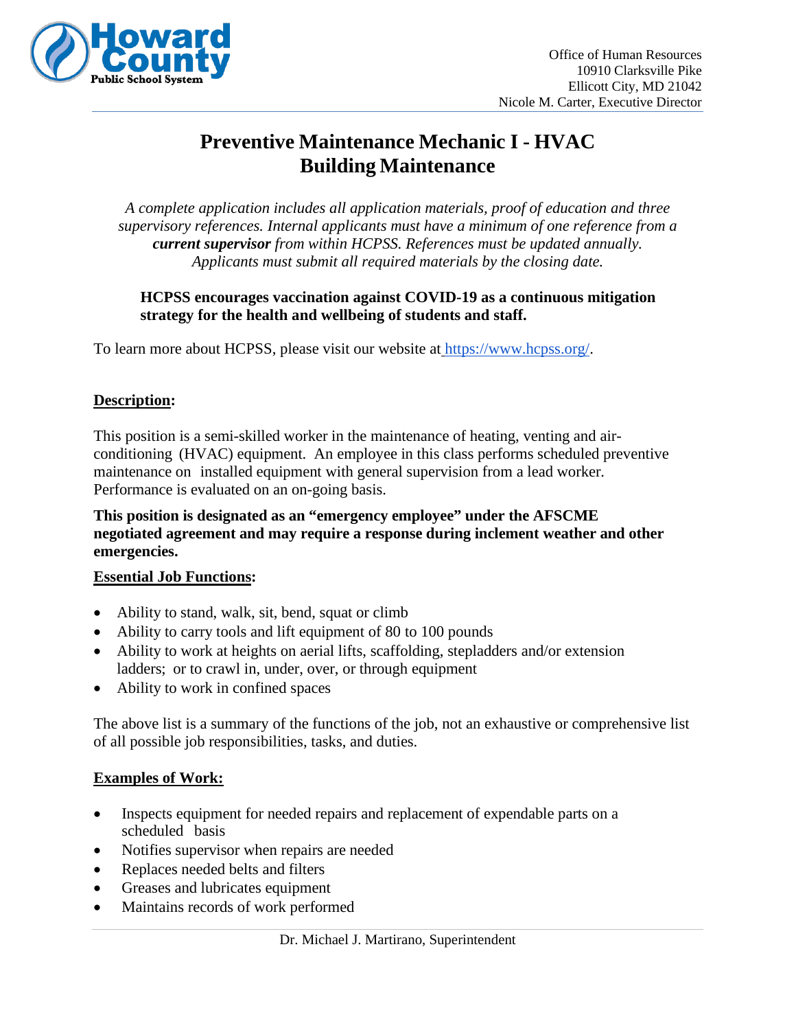Howard County Public School System

Office of Human Resources
10910 Clarksville Pike
Ellicott City, MD 21042
Nicole M. Carter, Executive Director

# Preventive Maintenance Mechanic I - HVAC
# Building Maintenance

*A complete application includes all application materials, proof of education and three supervisory references. Internal applicants must have a minimum of one reference from a **current supervisor** from within HCPSS. References must be updated annually. Applicants must submit all required materials by the closing date.*

**HCPSS encourages vaccination against COVID-19 as a continuous mitigation strategy for the health and wellbeing of students and staff.**

To learn more about HCPSS, please visit our website at https://www.hcpss.org/.

## Description:

This position is a semi-skilled worker in the maintenance of heating, venting and air-conditioning (HVAC) equipment. An employee in this class performs scheduled preventive maintenance on installed equipment with general supervision from a lead worker. Performance is evaluated on an on-going basis.

**This position is designated as an "emergency employee" under the AFSCME negotiated agreement and may require a response during inclement weather and other emergencies.**

## Essential Job Functions:

- Ability to stand, walk, sit, bend, squat or climb
- Ability to carry tools and lift equipment of 80 to 100 pounds
- Ability to work at heights on aerial lifts, scaffolding, stepladders and/or extension ladders; or to crawl in, under, over, or through equipment
- Ability to work in confined spaces

The above list is a summary of the functions of the job, not an exhaustive or comprehensive list of all possible job responsibilities, tasks, and duties.

## Examples of Work:

- Inspects equipment for needed repairs and replacement of expendable parts on a scheduled basis
- Notifies supervisor when repairs are needed
- Replaces needed belts and filters
- Greases and lubricates equipment
- Maintains records of work performed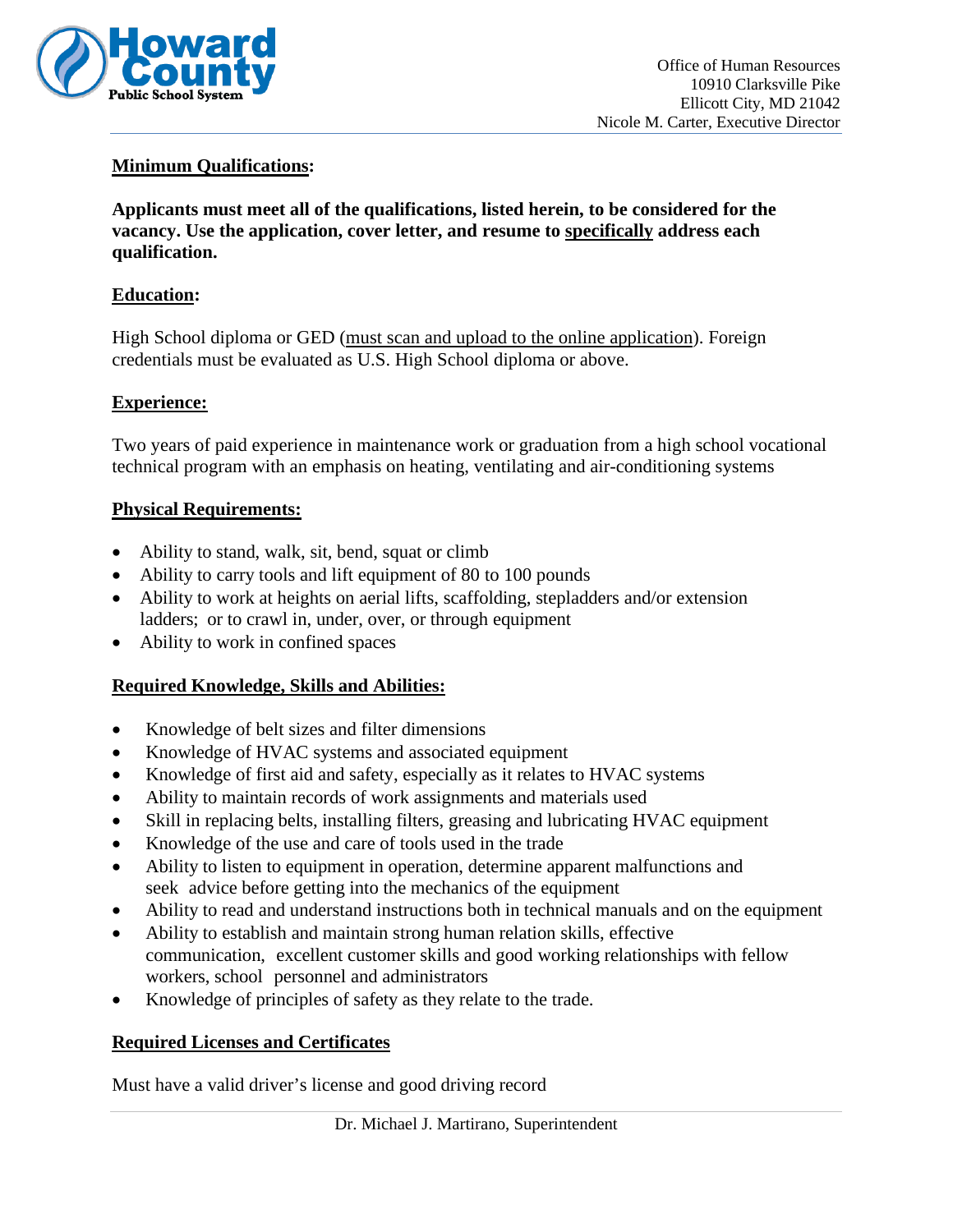**Minimum Qualifications:**

**Applicants must meet all of the qualifications, listed herein, to be considered for the vacancy. Use the application, cover letter, and resume to specifically address each qualification.**

**Education:**

High School diploma or GED (must scan and upload to the online application). Foreign credentials must be evaluated as U.S. High School diploma or above.

**Experience:**

Two years of paid experience in maintenance work or graduation from a high school vocational technical program with an emphasis on heating, ventilating and air-conditioning systems

**Physical Requirements:**

- Ability to stand, walk, sit, bend, squat or climb
- Ability to carry tools and lift equipment of 80 to 100 pounds
- Ability to work at heights on aerial lifts, scaffolding, stepladders and/or extension ladders; or to crawl in, under, over, or through equipment
- Ability to work in confined spaces

**Required Knowledge, Skills and Abilities:**

- Knowledge of belt sizes and filter dimensions
- Knowledge of HVAC systems and associated equipment
- Knowledge of first aid and safety, especially as it relates to HVAC systems
- Ability to maintain records of work assignments and materials used
- Skill in replacing belts, installing filters, greasing and lubricating HVAC equipment
- Knowledge of the use and care of tools used in the trade
- Ability to listen to equipment in operation, determine apparent malfunctions and seek advice before getting into the mechanics of the equipment
- Ability to read and understand instructions both in technical manuals and on the equipment
- Ability to establish and maintain strong human relation skills, effective communication, excellent customer skills and good working relationships with fellow workers, school personnel and administrators
- Knowledge of principles of safety as they relate to the trade.

**Required Licenses and Certificates**

Must have a valid driver's license and good driving record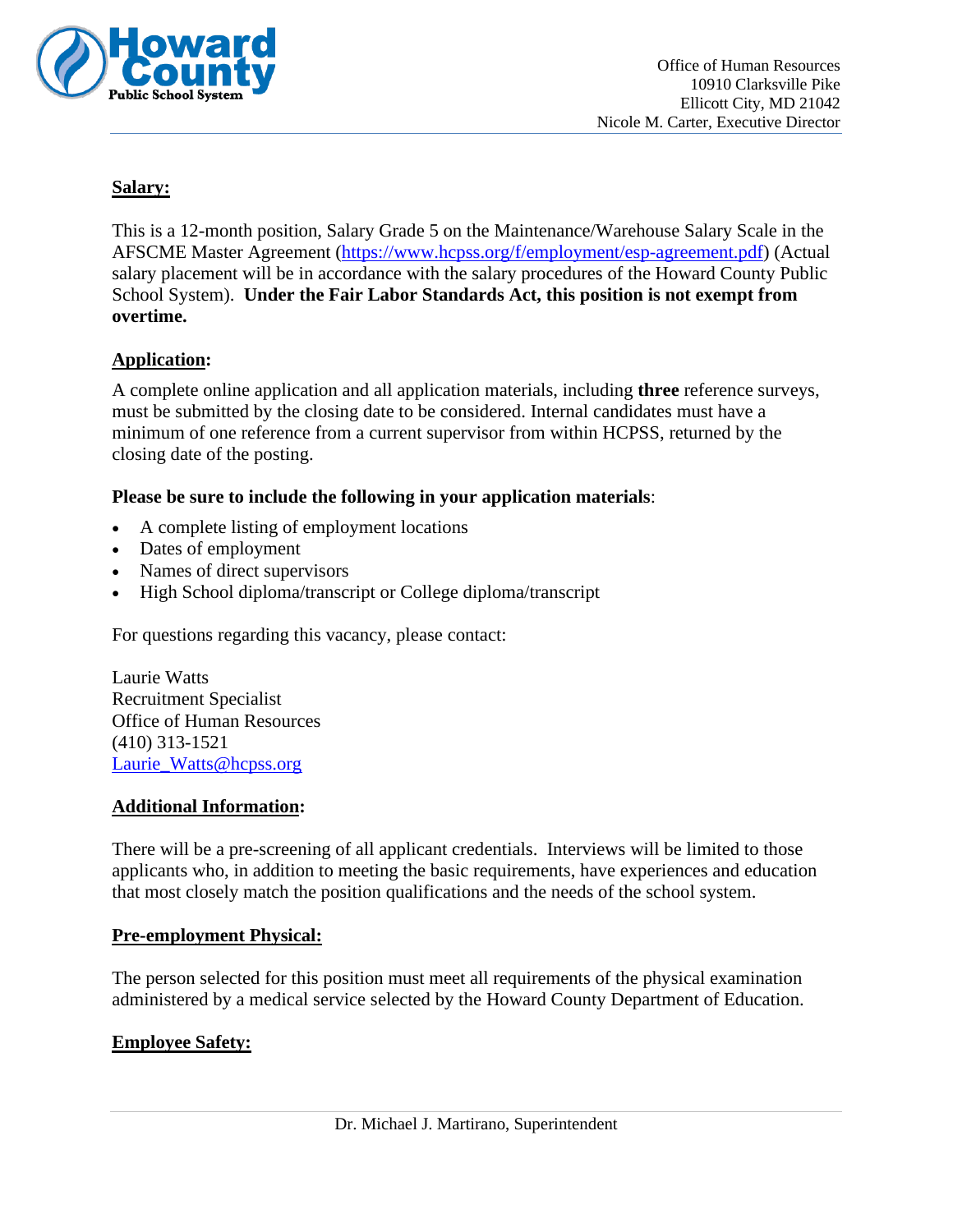**Salary:**

This is a 12-month position, Salary Grade 5 on the Maintenance/Warehouse Salary Scale in the AFSCME Master Agreement (https://www.hcpss.org/f/employment/esp-agreement.pdf) (Actual salary placement will be in accordance with the salary procedures of the Howard County Public School System). **Under the Fair Labor Standards Act, this position is not exempt from overtime.**

**Application:**

A complete online application and all application materials, including **three** reference surveys, must be submitted by the closing date to be considered. Internal candidates must have a minimum of one reference from a current supervisor from within HCPSS, returned by the closing date of the posting.

**Please be sure to include the following in your application materials**:

- A complete listing of employment locations
- Dates of employment
- Names of direct supervisors
- High School diploma/transcript or College diploma/transcript

For questions regarding this vacancy, please contact:

Laurie Watts
Recruitment Specialist
Office of Human Resources
(410) 313-1521
Laurie_Watts@hcpss.org

**Additional Information:**

There will be a pre-screening of all applicant credentials. Interviews will be limited to those applicants who, in addition to meeting the basic requirements, have experiences and education that most closely match the position qualifications and the needs of the school system.

**Pre-employment Physical:**

The person selected for this position must meet all requirements of the physical examination administered by a medical service selected by the Howard County Department of Education.

**Employee Safety:**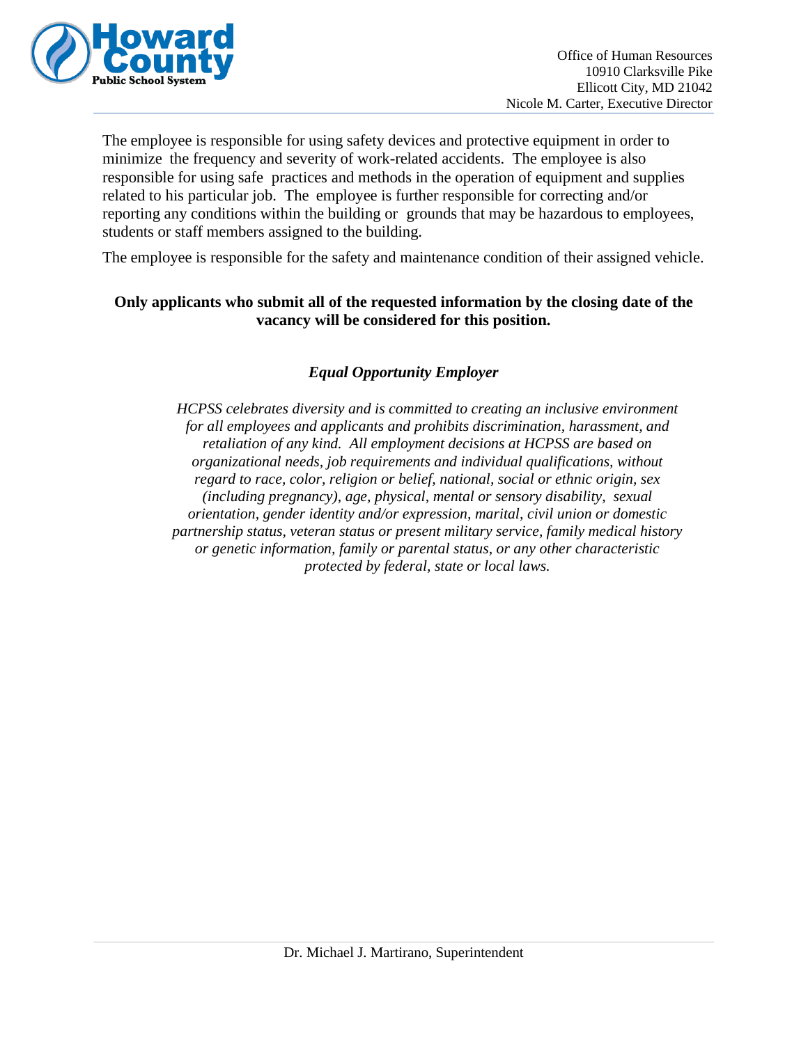The employee is responsible for using safety devices and protective equipment in order to minimize the frequency and severity of work-related accidents. The employee is also responsible for using safe practices and methods in the operation of equipment and supplies related to his particular job. The employee is further responsible for correcting and/or reporting any conditions within the building or grounds that may be hazardous to employees, students or staff members assigned to the building.

The employee is responsible for the safety and maintenance condition of their assigned vehicle.

**Only applicants who submit all of the requested information by the closing date of the vacancy will be considered for this position.**

***Equal Opportunity Employer***

*HCPSS celebrates diversity and is committed to creating an inclusive environment for all employees and applicants and prohibits discrimination, harassment, and retaliation of any kind. All employment decisions at HCPSS are based on organizational needs, job requirements and individual qualifications, without regard to race, color, religion or belief, national, social or ethnic origin, sex (including pregnancy), age, physical, mental or sensory disability, sexual orientation, gender identity and/or expression, marital, civil union or domestic partnership status, veteran status or present military service, family medical history or genetic information, family or parental status, or any other characteristic protected by federal, state or local laws.*